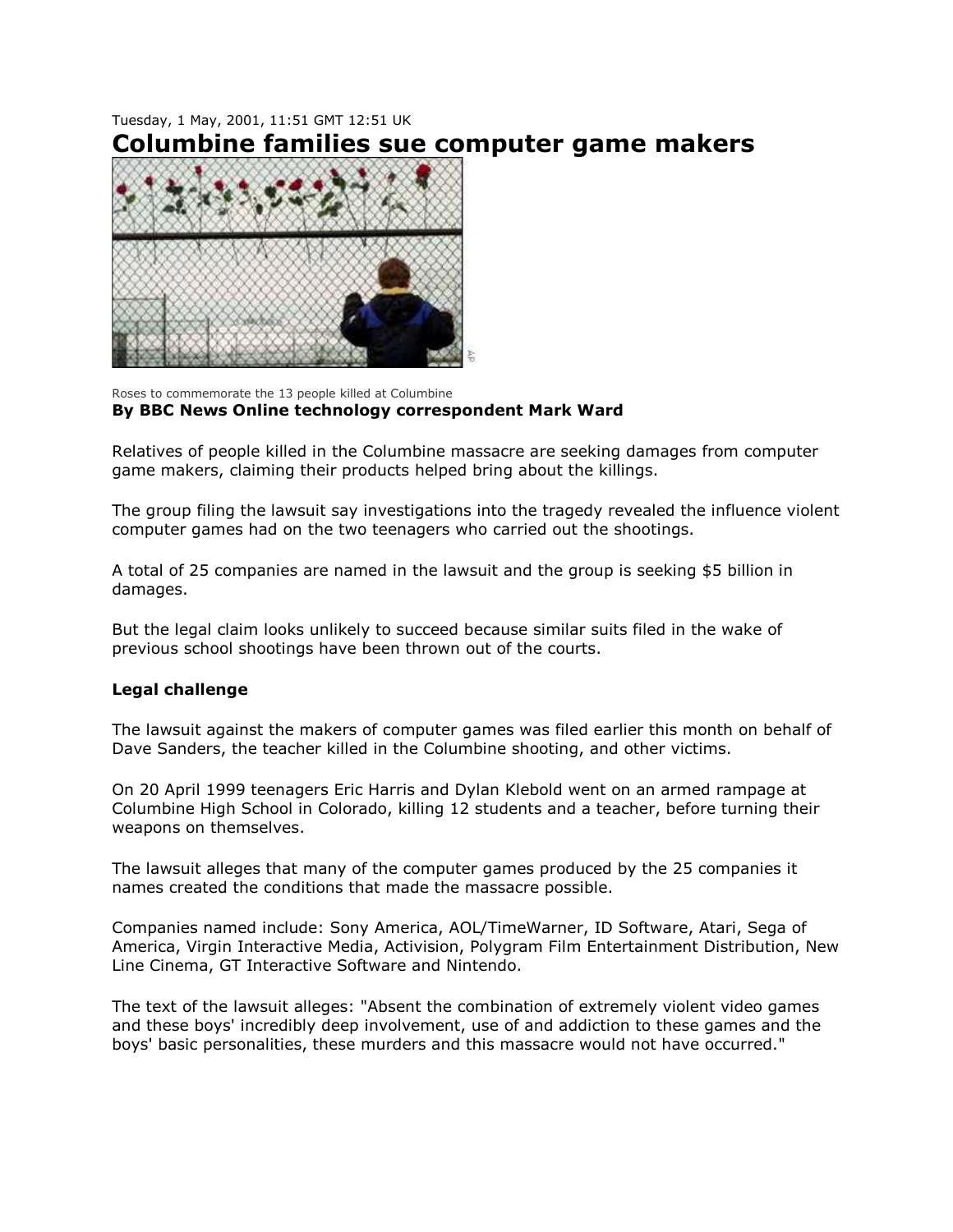Tuesday, 1 May, 2001, 11:51 GMT 12:51 UK

# Columbine families sue computer game makers

Roses to commemorate the 13 people killed at Columbine

**By BBC News Online technology correspondent Mark Ward**

Relatives of people killed in the Columbine massacre are seeking damages from computer game makers, claiming their products helped bring about the killings.

The group filing the lawsuit say investigations into the tragedy revealed the influence violent computer games had on the two teenagers who carried out the shootings.

A total of 25 companies are named in the lawsuit and the group is seeking $5 billion in damages.

But the legal claim looks unlikely to succeed because similar suits filed in the wake of previous school shootings have been thrown out of the courts.

**Legal challenge**

The lawsuit against the makers of computer games was filed earlier this month on behalf of Dave Sanders, the teacher killed in the Columbine shooting, and other victims.

On 20 April 1999 teenagers Eric Harris and Dylan Klebold went on an armed rampage at Columbine High School in Colorado, killing 12 students and a teacher, before turning their weapons on themselves.

The lawsuit alleges that many of the computer games produced by the 25 companies it names created the conditions that made the massacre possible.

Companies named include: Sony America, AOL/TimeWarner, ID Software, Atari, Sega of America, Virgin Interactive Media, Activision, Polygram Film Entertainment Distribution, New Line Cinema, GT Interactive Software and Nintendo.

The text of the lawsuit alleges: "Absent the combination of extremely violent video games and these boys' incredibly deep involvement, use of and addiction to these games and the boys' basic personalities, these murders and this massacre would not have occurred."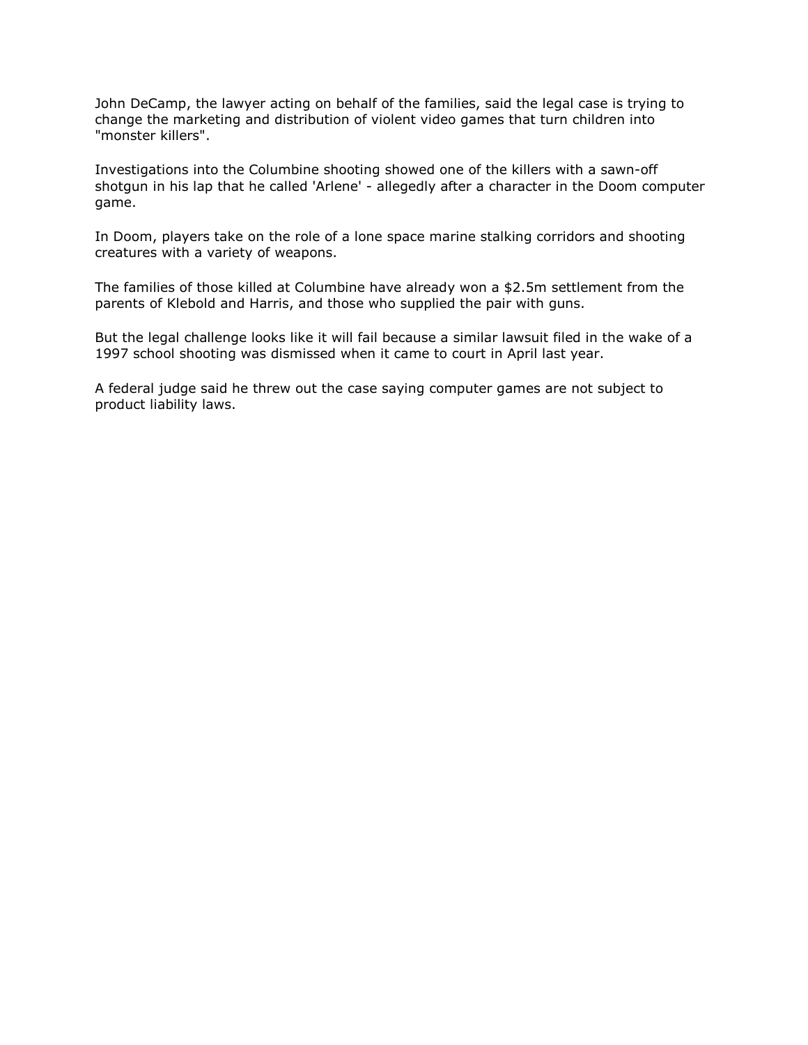John DeCamp, the lawyer acting on behalf of the families, said the legal case is trying to change the marketing and distribution of violent video games that turn children into "monster killers".

Investigations into the Columbine shooting showed one of the killers with a sawn-off shotgun in his lap that he called 'Arlene' - allegedly after a character in the Doom computer game.

In Doom, players take on the role of a lone space marine stalking corridors and shooting creatures with a variety of weapons.

The families of those killed at Columbine have already won a $2.5m settlement from the parents of Klebold and Harris, and those who supplied the pair with guns.

But the legal challenge looks like it will fail because a similar lawsuit filed in the wake of a 1997 school shooting was dismissed when it came to court in April last year.

A federal judge said he threw out the case saying computer games are not subject to product liability laws.